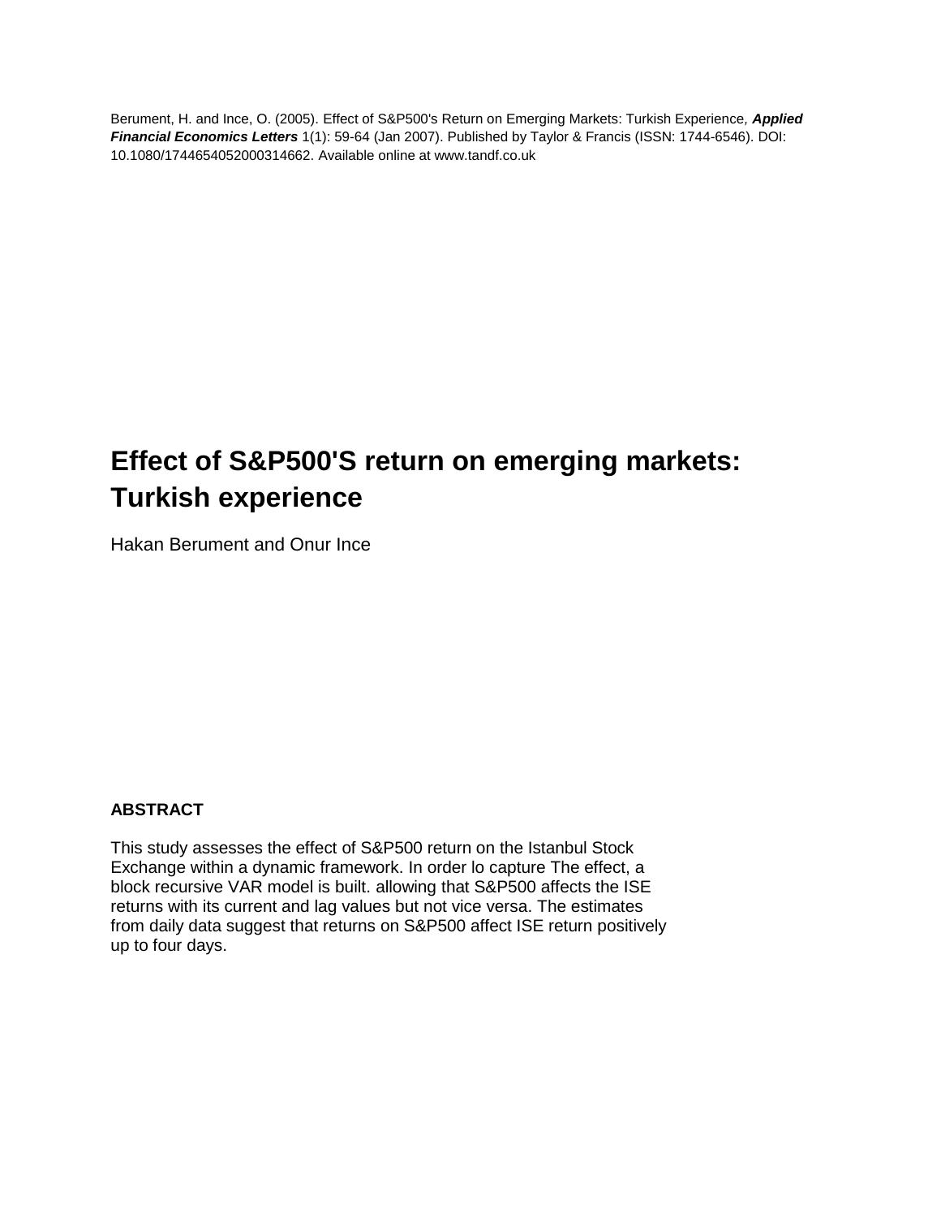Berument, H. and Ince, O. (2005). Effect of S&P500's Return on Emerging Markets: Turkish Experience, ***Applied Financial Economics Letters*** 1(1): 59-64 (Jan 2007). Published by Taylor & Francis (ISSN: 1744-6546). DOI: 10.1080/1744654052000314662. Available online at www.tandf.co.uk

# Effect of S&P500'S return on emerging markets: Turkish experience

Hakan Berument and Onur Ince

## ABSTRACT

This study assesses the effect of S&P500 return on the Istanbul Stock Exchange within a dynamic framework. In order lo capture The effect, a block recursive VAR model is built. allowing that S&P500 affects the ISE returns with its current and lag values but not vice versa. The estimates from daily data suggest that returns on S&P500 affect ISE return positively up to four days.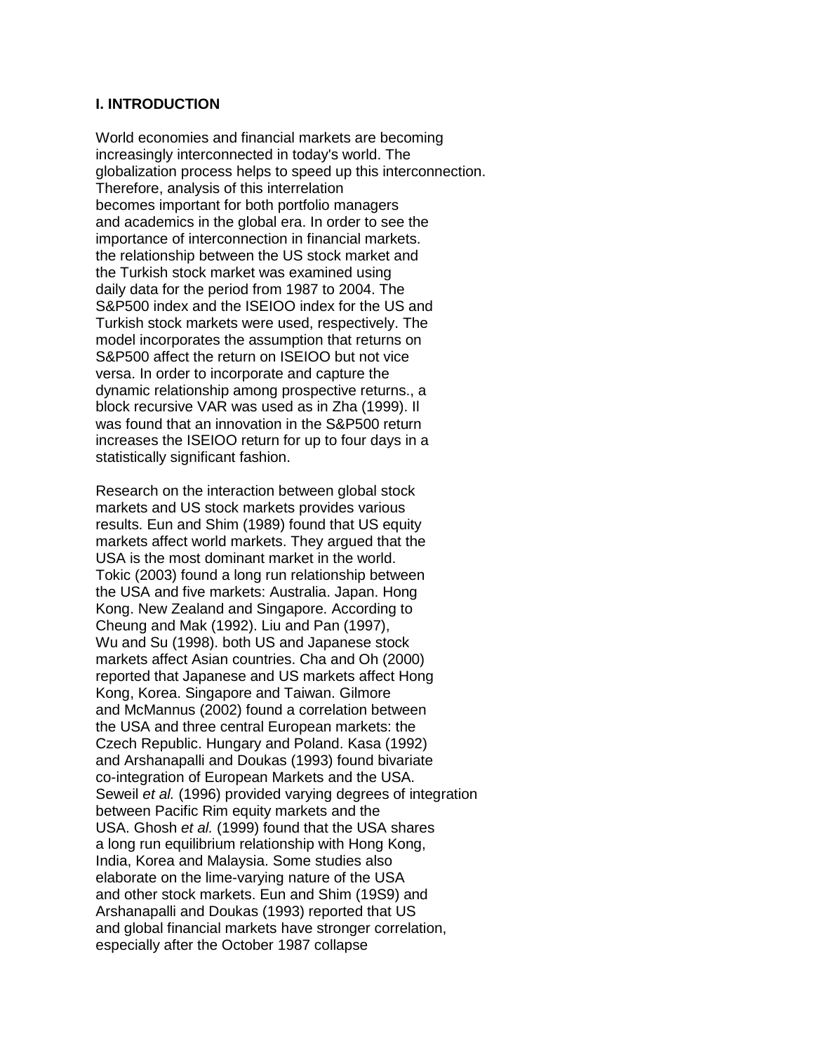## I. INTRODUCTION

World economies and financial markets are becoming increasingly interconnected in today's world. The globalization process helps to speed up this interconnection. Therefore, analysis of this interrelation becomes important for both portfolio managers and academics in the global era. In order to see the importance of interconnection in financial markets. the relationship between the US stock market and the Turkish stock market was examined using daily data for the period from 1987 to 2004. The S&P500 index and the ISEIOO index for the US and Turkish stock markets were used, respectively. The model incorporates the assumption that returns on S&P500 affect the return on ISEIOO but not vice versa. In order to incorporate and capture the dynamic relationship among prospective returns., a block recursive VAR was used as in Zha (1999). Il was found that an innovation in the S&P500 return increases the ISEIOO return for up to four days in a statistically significant fashion.

Research on the interaction between global stock markets and US stock markets provides various results. Eun and Shim (1989) found that US equity markets affect world markets. They argued that the USA is the most dominant market in the world. Tokic (2003) found a long run relationship between the USA and five markets: Australia. Japan. Hong Kong. New Zealand and Singapore. According to Cheung and Mak (1992). Liu and Pan (1997), Wu and Su (1998). both US and Japanese stock markets affect Asian countries. Cha and Oh (2000) reported that Japanese and US markets affect Hong Kong, Korea. Singapore and Taiwan. Gilmore and McMannus (2002) found a correlation between the USA and three central European markets: the Czech Republic. Hungary and Poland. Kasa (1992) and Arshanapalli and Doukas (1993) found bivariate co-integration of European Markets and the USA. Seweil *et al.* (1996) provided varying degrees of integration between Pacific Rim equity markets and the USA. Ghosh *et al.* (1999) found that the USA shares a long run equilibrium relationship with Hong Kong, India, Korea and Malaysia. Some studies also elaborate on the lime-varying nature of the USA and other stock markets. Eun and Shim (19S9) and Arshanapalli and Doukas (1993) reported that US and global financial markets have stronger correlation, especially after the October 1987 collapse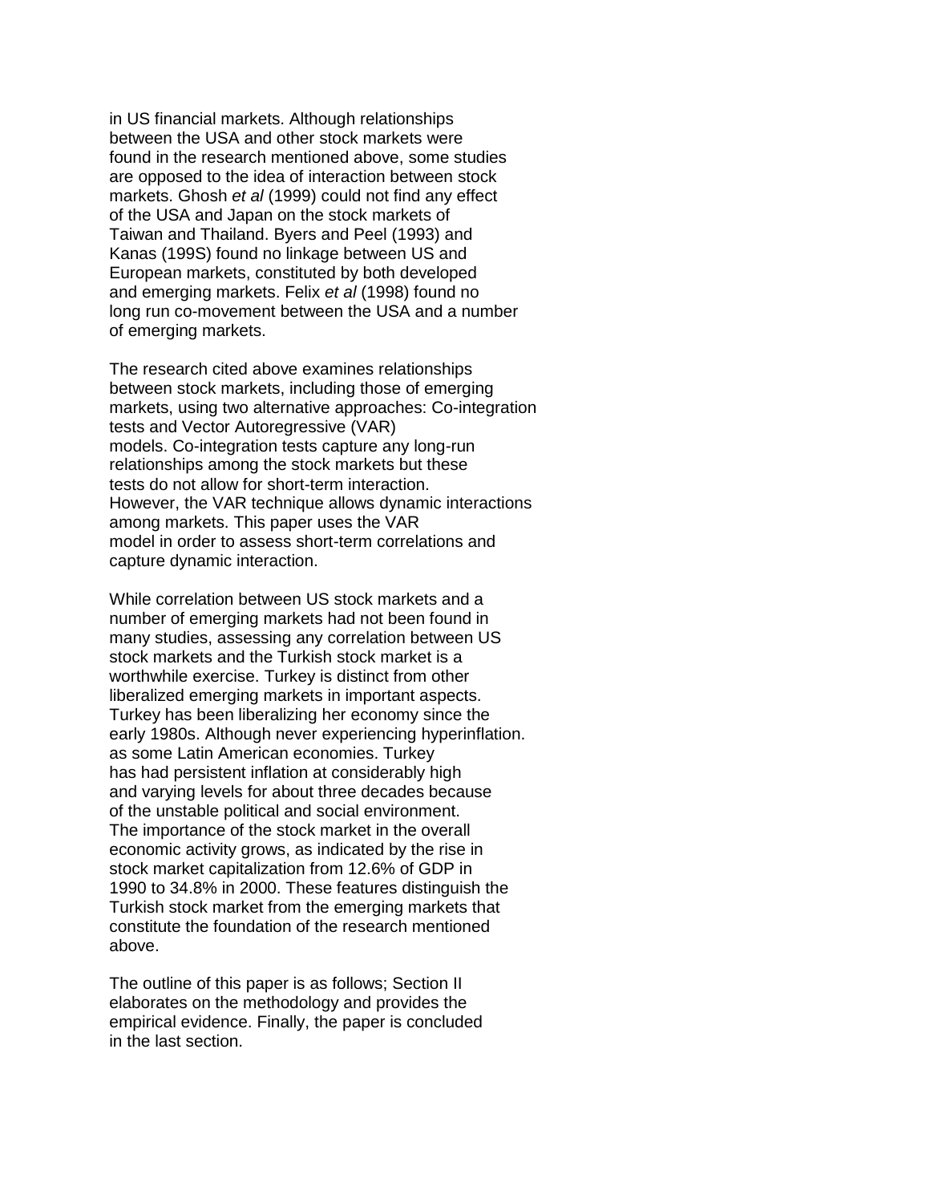in US financial markets. Although relationships between the USA and other stock markets were found in the research mentioned above, some studies are opposed to the idea of interaction between stock markets. Ghosh *et al* (1999) could not find any effect of the USA and Japan on the stock markets of Taiwan and Thailand. Byers and Peel (1993) and Kanas (199S) found no linkage between US and European markets, constituted by both developed and emerging markets. Felix *et al* (1998) found no long run co-movement between the USA and a number of emerging markets.

The research cited above examines relationships between stock markets, including those of emerging markets, using two alternative approaches: Co-integration tests and Vector Autoregressive (VAR) models. Co-integration tests capture any long-run relationships among the stock markets but these tests do not allow for short-term interaction. However, the VAR technique allows dynamic interactions among markets. This paper uses the VAR model in order to assess short-term correlations and capture dynamic interaction.

While correlation between US stock markets and a number of emerging markets had not been found in many studies, assessing any correlation between US stock markets and the Turkish stock market is a worthwhile exercise. Turkey is distinct from other liberalized emerging markets in important aspects. Turkey has been liberalizing her economy since the early 1980s. Although never experiencing hyperinflation. as some Latin American economies. Turkey has had persistent inflation at considerably high and varying levels for about three decades because of the unstable political and social environment. The importance of the stock market in the overall economic activity grows, as indicated by the rise in stock market capitalization from 12.6% of GDP in 1990 to 34.8% in 2000. These features distinguish the Turkish stock market from the emerging markets that constitute the foundation of the research mentioned above.

The outline of this paper is as follows; Section II elaborates on the methodology and provides the empirical evidence. Finally, the paper is concluded in the last section.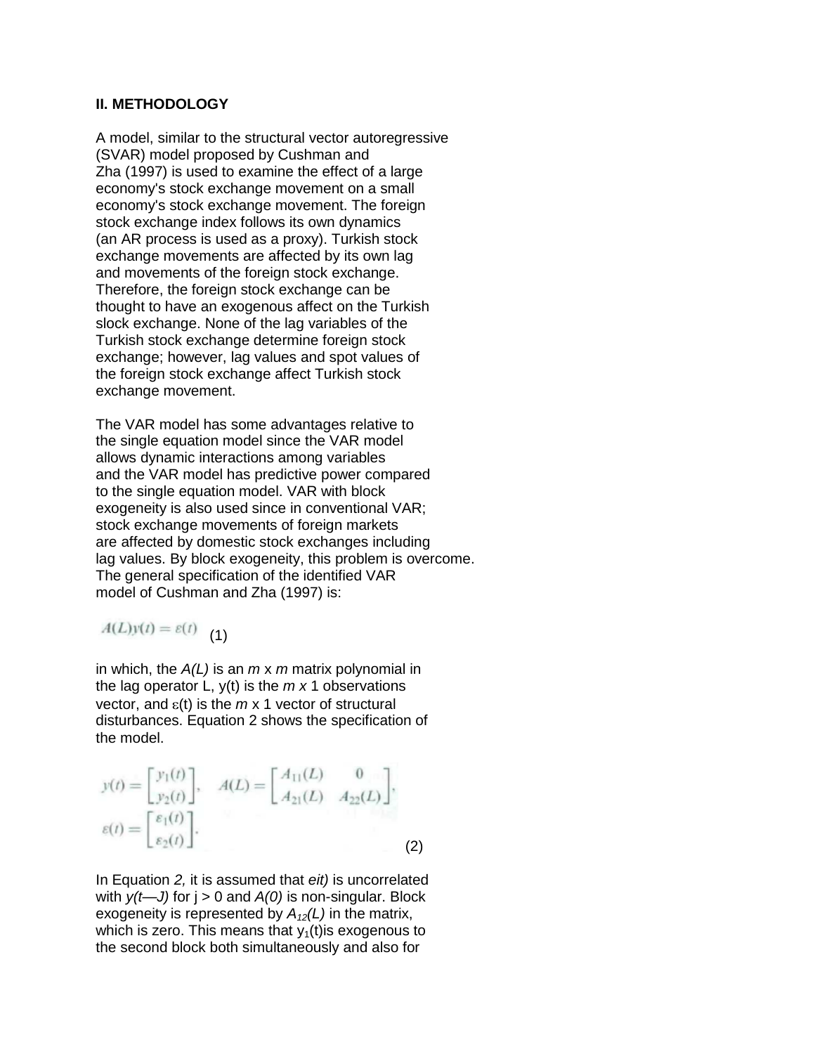## II. METHODOLOGY

A model, similar to the structural vector autoregressive (SVAR) model proposed by Cushman and Zha (1997) is used to examine the effect of a large economy's stock exchange movement on a small economy's stock exchange movement. The foreign stock exchange index follows its own dynamics (an AR process is used as a proxy). Turkish stock exchange movements are affected by its own lag and movements of the foreign stock exchange. Therefore, the foreign stock exchange can be thought to have an exogenous affect on the Turkish slock exchange. None of the lag variables of the Turkish stock exchange determine foreign stock exchange; however, lag values and spot values of the foreign stock exchange affect Turkish stock exchange movement.

The VAR model has some advantages relative to the single equation model since the VAR model allows dynamic interactions among variables and the VAR model has predictive power compared to the single equation model. VAR with block exogeneity is also used since in conventional VAR; stock exchange movements of foreign markets are affected by domestic stock exchanges including lag values. By block exogeneity, this problem is overcome. The general specification of the identified VAR model of Cushman and Zha (1997) is:

$$A(L)y(t) = \varepsilon(t) \quad (1)$$

in which, the $A(L)$ is an $m$ x $m$ matrix polynomial in the lag operator L, y(t) is the $m$ x 1 observations vector, and $\varepsilon(t)$ is the $m$ x 1 vector of structural disturbances. Equation 2 shows the specification of the model.

$$y(t) = \begin{bmatrix} y_1(t) \\ y_2(t) \end{bmatrix}, \quad A(L) = \begin{bmatrix} A_{11}(L) & 0 \\ A_{21}(L) & A_{22}(L) \end{bmatrix}, \quad \varepsilon(t) = \begin{bmatrix} \varepsilon_1(t) \\ \varepsilon_2(t) \end{bmatrix}. \quad (2)$$

In Equation *2,* it is assumed that *eit)* is uncorrelated with *y(t—J)* for j > 0 and *A(0)* is non-singular. Block exogeneity is represented by $A_{12}(L)$ in the matrix, which is zero. This means that $y_1(t)$is exogenous to the second block both simultaneously and also for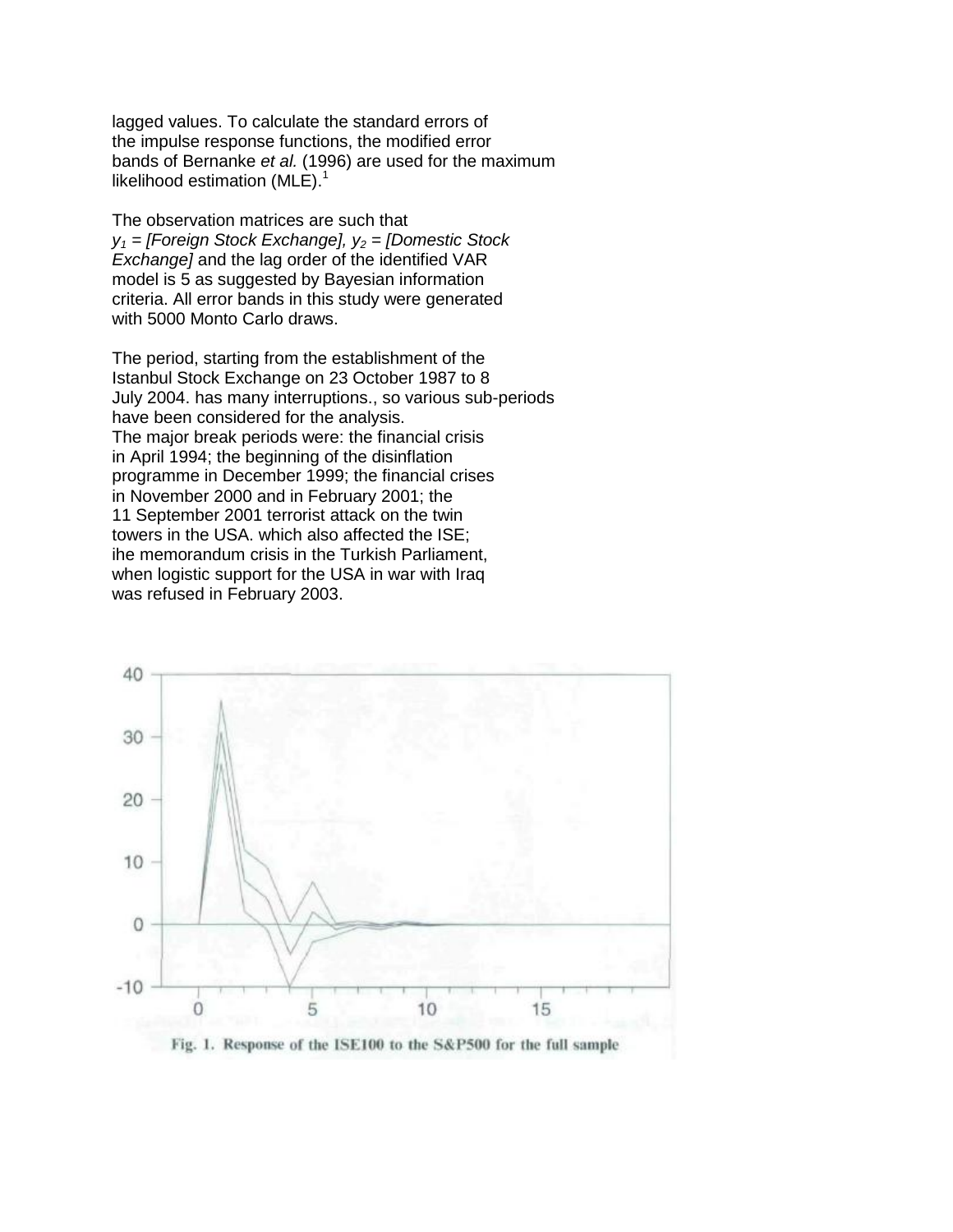lagged values. To calculate the standard errors of the impulse response functions, the modified error bands of Bernanke *et al.* (1996) are used for the maximum likelihood estimation (MLE).[1]

The observation matrices are such that $y_1$ = *[Foreign Stock Exchange]*, $y_2$ = *[Domestic Stock Exchange]* and the lag order of the identified VAR model is 5 as suggested by Bayesian information criteria. All error bands in this study were generated with 5000 Monto Carlo draws.

The period, starting from the establishment of the Istanbul Stock Exchange on 23 October 1987 to 8 July 2004. has many interruptions., so various sub-periods have been considered for the analysis. The major break periods were: the financial crisis in April 1994; the beginning of the disinflation programme in December 1999; the financial crises in November 2000 and in February 2001; the 11 September 2001 terrorist attack on the twin towers in the USA. which also affected the ISE; ihe memorandum crisis in the Turkish Parliament, when logistic support for the USA in war with Iraq was refused in February 2003.

Fig. 1. Response of the ISE100 to the S&P500 for the full sample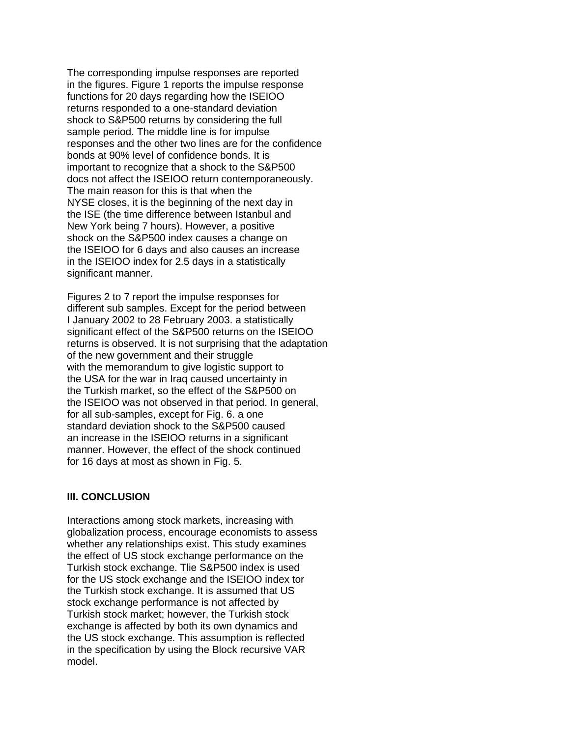The corresponding impulse responses are reported in the figures. Figure 1 reports the impulse response functions for 20 days regarding how the ISEIOO returns responded to a one-standard deviation shock to S&P500 returns by considering the full sample period. The middle line is for impulse responses and the other two lines are for the confidence bonds at 90% level of confidence bonds. It is important to recognize that a shock to the S&P500 docs not affect the ISEIOO return contemporaneously. The main reason for this is that when the NYSE closes, it is the beginning of the next day in the ISE (the time difference between Istanbul and New York being 7 hours). However, a positive shock on the S&P500 index causes a change on the ISEIOO for 6 days and also causes an increase in the ISEIOO index for 2.5 days in a statistically significant manner.

Figures 2 to 7 report the impulse responses for different sub samples. Except for the period between I January 2002 to 28 February 2003. a statistically significant effect of the S&P500 returns on the ISEIOO returns is observed. It is not surprising that the adaptation of the new government and their struggle with the memorandum to give logistic support to the USA for the war in Iraq caused uncertainty in the Turkish market, so the effect of the S&P500 on the ISEIOO was not observed in that period. In general, for all sub-samples, except for Fig. 6. a one standard deviation shock to the S&P500 caused an increase in the ISEIOO returns in a significant manner. However, the effect of the shock continued for 16 days at most as shown in Fig. 5.

## III. CONCLUSION

Interactions among stock markets, increasing with globalization process, encourage economists to assess whether any relationships exist. This study examines the effect of US stock exchange performance on the Turkish stock exchange. Tlie S&P500 index is used for the US stock exchange and the ISEIOO index tor the Turkish stock exchange. It is assumed that US stock exchange performance is not affected by Turkish stock market; however, the Turkish stock exchange is affected by both its own dynamics and the US stock exchange. This assumption is reflected in the specification by using the Block recursive VAR model.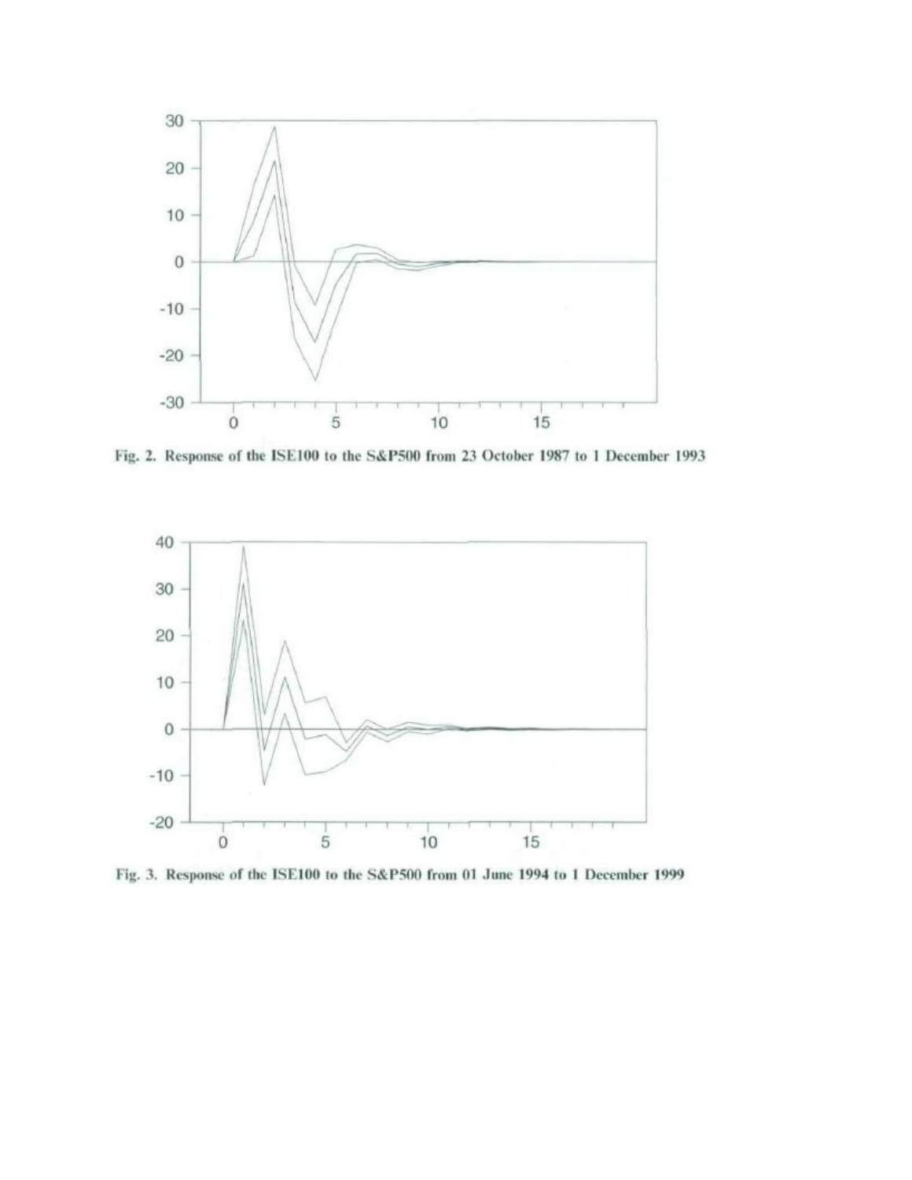Fig. 2. Response of the ISE100 to the S&P500 from 23 October 1987 to 1 December 1993

Fig. 3. Response of the ISE100 to the S&P500 from 01 June 1994 to 1 December 1999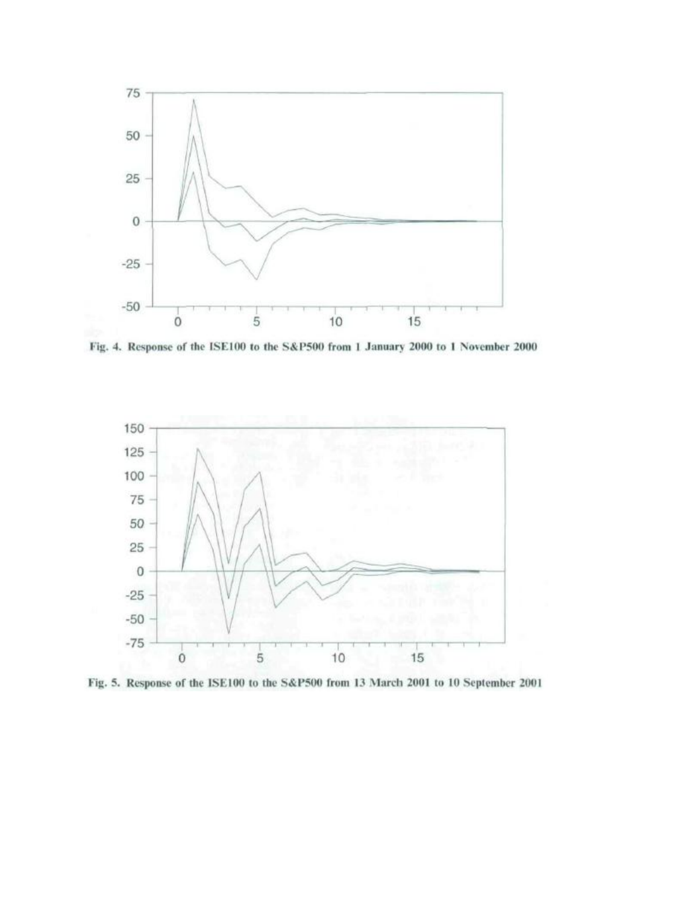Fig. 4. Response of the ISE100 to the S&P500 from 1 January 2000 to 1 November 2000

Fig. 5. Response of the ISE100 to the S&P500 from 13 March 2001 to 10 September 2001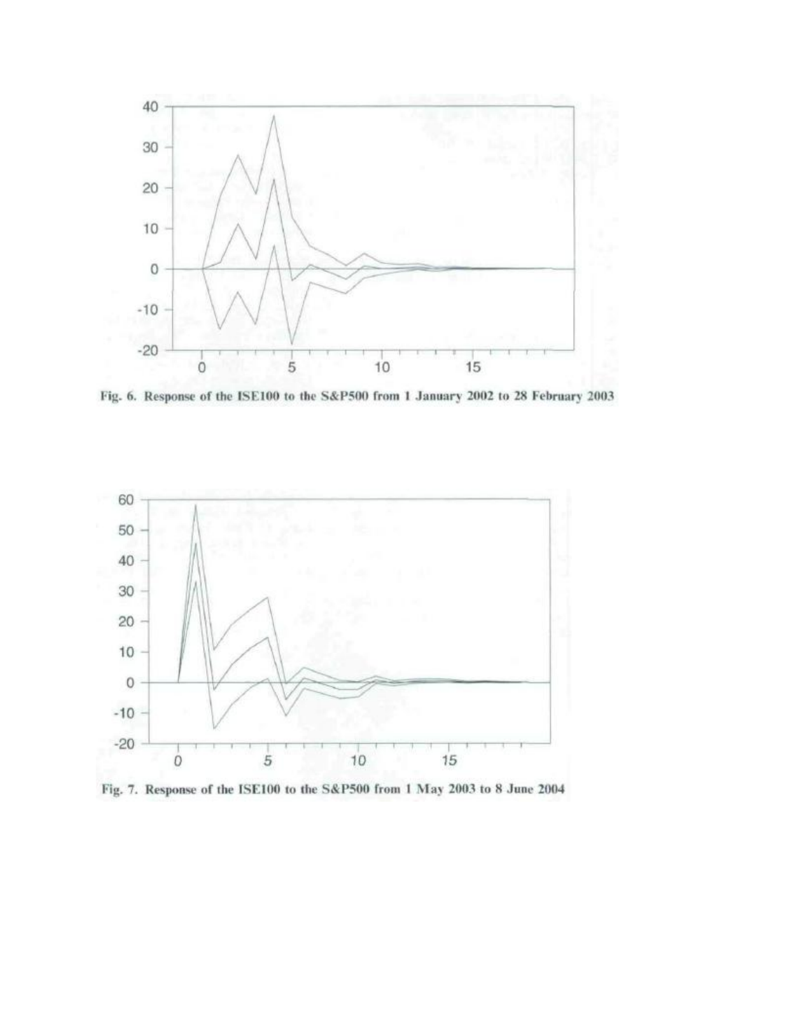Fig. 6. Response of the ISE100 to the S&P500 from 1 January 2002 to 28 February 2003

Fig. 7. Response of the ISE100 to the S&P500 from 1 May 2003 to 8 June 2004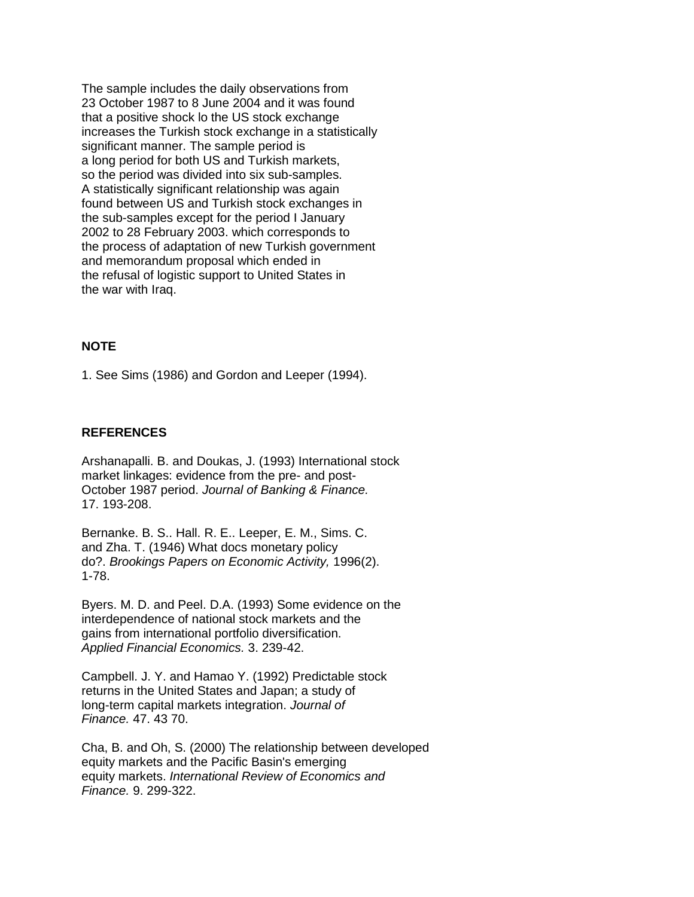The sample includes the daily observations from 23 October 1987 to 8 June 2004 and it was found that a positive shock lo the US stock exchange increases the Turkish stock exchange in a statistically significant manner. The sample period is a long period for both US and Turkish markets, so the period was divided into six sub-samples. A statistically significant relationship was again found between US and Turkish stock exchanges in the sub-samples except for the period I January 2002 to 28 February 2003. which corresponds to the process of adaptation of new Turkish government and memorandum proposal which ended in the refusal of logistic support to United States in the war with Iraq.

## NOTE

1. See Sims (1986) and Gordon and Leeper (1994).

## REFERENCES

Arshanapalli. B. and Doukas, J. (1993) International stock market linkages: evidence from the pre- and post-October 1987 period. *Journal of Banking & Finance.* 17. 193-208.

Bernanke. B. S.. Hall. R. E.. Leeper, E. M., Sims. C. and Zha. T. (1946) What docs monetary policy do?. *Brookings Papers on Economic Activity,* 1996(2). 1-78.

Byers. M. D. and Peel. D.A. (1993) Some evidence on the interdependence of national stock markets and the gains from international portfolio diversification. *Applied Financial Economics.* 3. 239-42.

Campbell. J. Y. and Hamao Y. (1992) Predictable stock returns in the United States and Japan; a study of long-term capital markets integration. *Journal of Finance.* 47. 43 70.

Cha, B. and Oh, S. (2000) The relationship between developed equity markets and the Pacific Basin's emerging equity markets. *International Review of Economics and Finance.* 9. 299-322.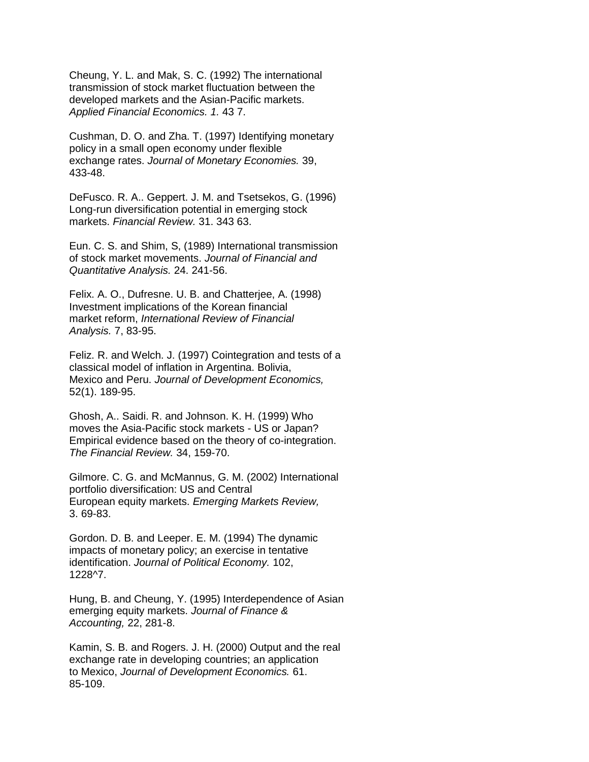Cheung, Y. L. and Mak, S. C. (1992) The international transmission of stock market fluctuation between the developed markets and the Asian-Pacific markets. *Applied Financial Economics. 1.* 43 7.

Cushman, D. O. and Zha. T. (1997) Identifying monetary policy in a small open economy under flexible exchange rates. *Journal of Monetary Economies.* 39, 433-48.

DeFusco. R. A.. Geppert. J. M. and Tsetsekos, G. (1996) Long-run diversification potential in emerging stock markets. *Financial Review.* 31. 343 63.

Eun. C. S. and Shim, S, (1989) International transmission of stock market movements. *Journal of Financial and Quantitative Analysis.* 24. 241-56.

Felix. A. O., Dufresne. U. B. and Chatterjee, A. (1998) Investment implications of the Korean financial market reform, *International Review of Financial Analysis.* 7, 83-95.

Feliz. R. and Welch. J. (1997) Cointegration and tests of a classical model of inflation in Argentina. Bolivia, Mexico and Peru. *Journal of Development Economics,* 52(1). 189-95.

Ghosh, A.. Saidi. R. and Johnson. K. H. (1999) Who moves the Asia-Pacific stock markets - US or Japan? Empirical evidence based on the theory of co-integration. *The Financial Review.* 34, 159-70.

Gilmore. C. G. and McMannus, G. M. (2002) International portfolio diversification: US and Central European equity markets. *Emerging Markets Review,* 3. 69-83.

Gordon. D. B. and Leeper. E. M. (1994) The dynamic impacts of monetary policy; an exercise in tentative identification. *Journal of Political Economy.* 102, 1228^7.

Hung, B. and Cheung, Y. (1995) Interdependence of Asian emerging equity markets. *Journal of Finance & Accounting,* 22, 281-8.

Kamin, S. B. and Rogers. J. H. (2000) Output and the real exchange rate in developing countries; an application to Mexico, *Journal of Development Economics.* 61. 85-109.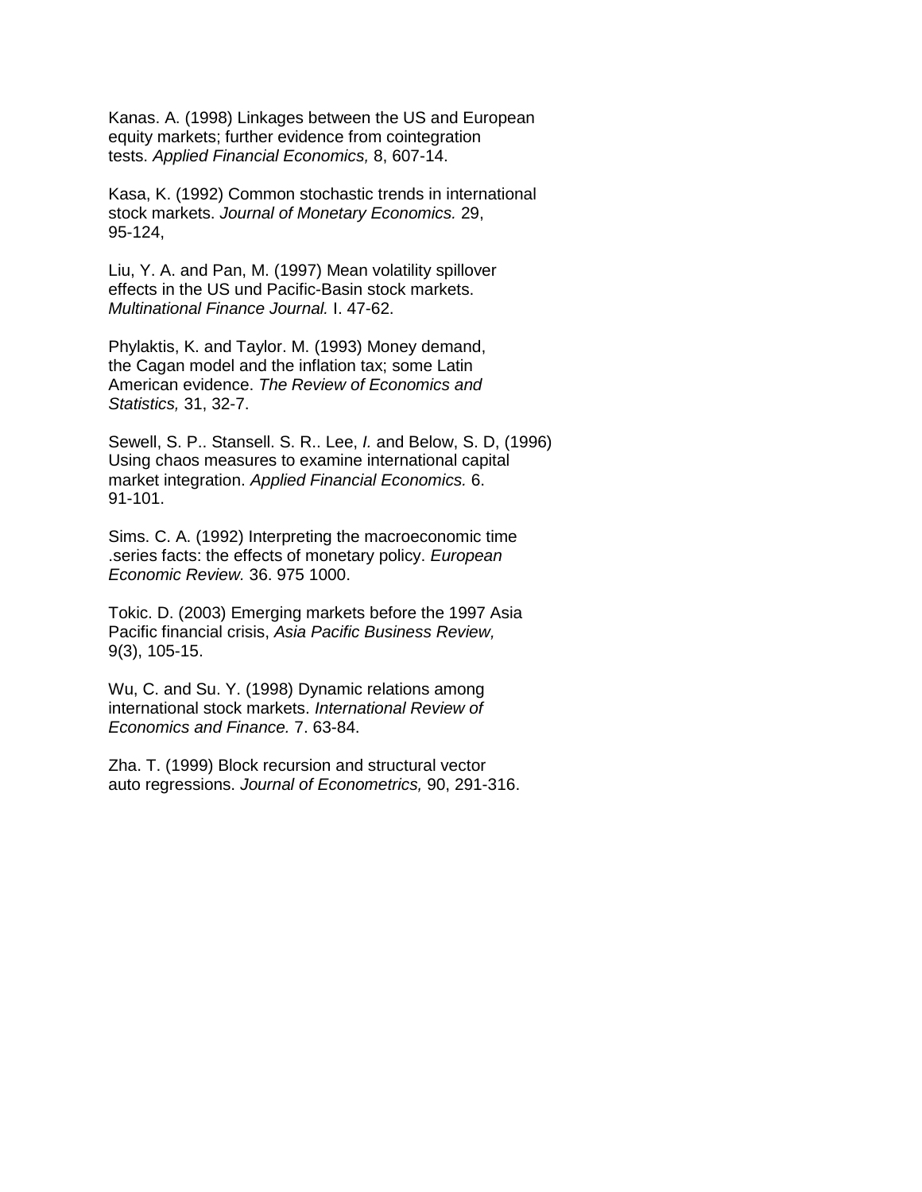Kanas. A. (1998) Linkages between the US and European equity markets; further evidence from cointegration tests. *Applied Financial Economics,* 8, 607-14.

Kasa, K. (1992) Common stochastic trends in international stock markets. *Journal of Monetary Economics.* 29, 95-124,

Liu, Y. A. and Pan, M. (1997) Mean volatility spillover effects in the US und Pacific-Basin stock markets. *Multinational Finance Journal.* I. 47-62.

Phylaktis, K. and Taylor. M. (1993) Money demand, the Cagan model and the inflation tax; some Latin American evidence. *The Review of Economics and Statistics,* 31, 32-7.

Sewell, S. P.. Stansell. S. R.. Lee, *I.* and Below, S. D, (1996) Using chaos measures to examine international capital market integration. *Applied Financial Economics.* 6. 91-101.

Sims. C. A. (1992) Interpreting the macroeconomic time .series facts: the effects of monetary policy. *European Economic Review.* 36. 975 1000.

Tokic. D. (2003) Emerging markets before the 1997 Asia Pacific financial crisis, *Asia Pacific Business Review,* 9(3), 105-15.

Wu, C. and Su. Y. (1998) Dynamic relations among international stock markets. *International Review of Economics and Finance.* 7. 63-84.

Zha. T. (1999) Block recursion and structural vector auto regressions. *Journal of Econometrics,* 90, 291-316.